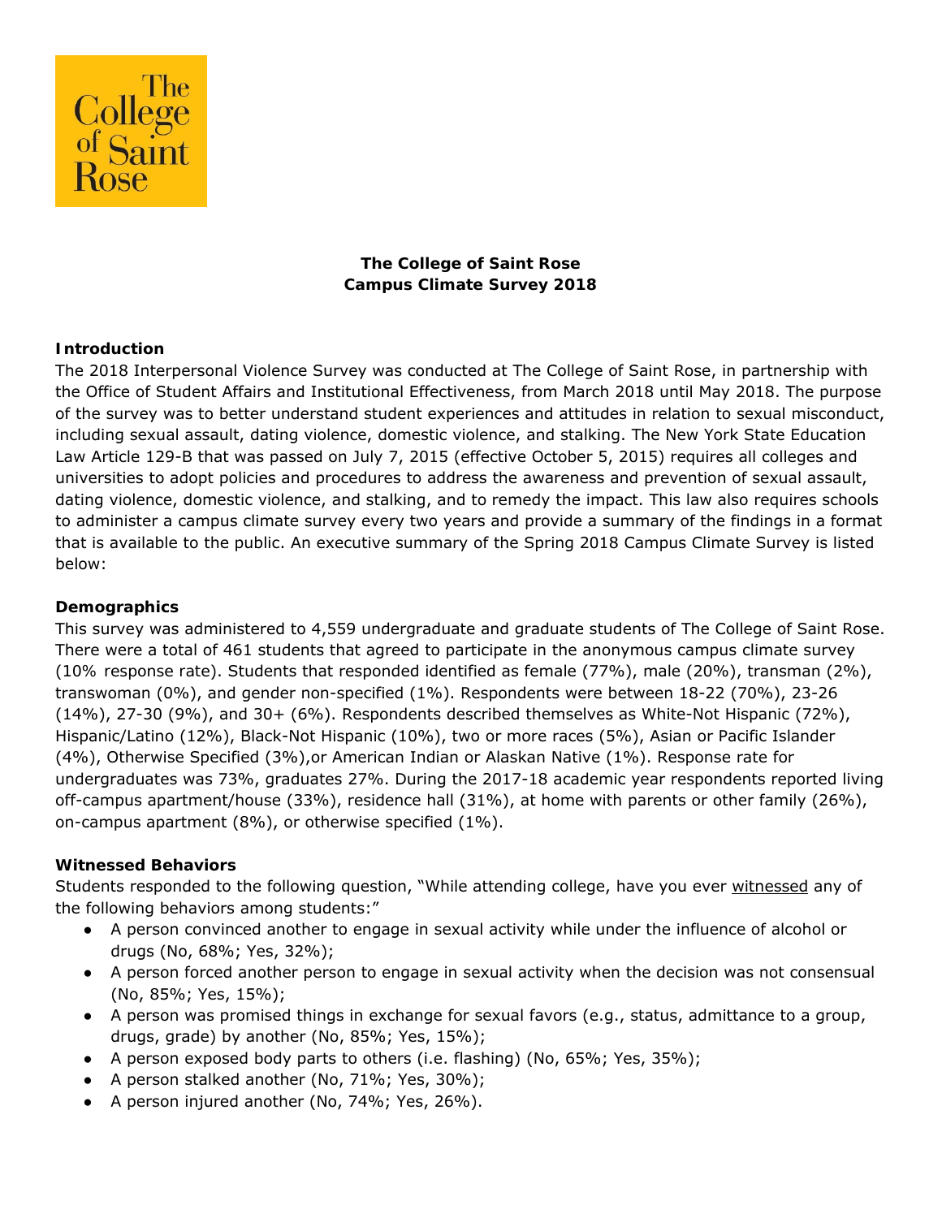The College of Saint Rose

**The College of Saint Rose**
**Campus Climate Survey 2018**

## Introduction

The 2018 Interpersonal Violence Survey was conducted at The College of Saint Rose, in partnership with the Office of Student Affairs and Institutional Effectiveness, from March 2018 until May 2018. The purpose of the survey was to better understand student experiences and attitudes in relation to sexual misconduct, including sexual assault, dating violence, domestic violence, and stalking. The New York State Education Law Article 129-B that was passed on July 7, 2015 (effective October 5, 2015) requires all colleges and universities to adopt policies and procedures to address the awareness and prevention of sexual assault, dating violence, domestic violence, and stalking, and to remedy the impact. This law also requires schools to administer a campus climate survey every two years and provide a summary of the findings in a format that is available to the public. An executive summary of the Spring 2018 Campus Climate Survey is listed below:

## Demographics

This survey was administered to 4,559 undergraduate and graduate students of The College of Saint Rose. There were a total of 461 students that agreed to participate in the anonymous campus climate survey (10% response rate). Students that responded identified as female (77%), male (20%), transman (2%), transwoman (0%), and gender non-specified (1%). Respondents were between 18-22 (70%), 23-26 (14%), 27-30 (9%), and 30+ (6%). Respondents described themselves as White-Not Hispanic (72%), Hispanic/Latino (12%), Black-Not Hispanic (10%), two or more races (5%), Asian or Pacific Islander (4%), Otherwise Specified (3%),or American Indian or Alaskan Native (1%). Response rate for undergraduates was 73%, graduates 27%. During the 2017-18 academic year respondents reported living off-campus apartment/house (33%), residence hall (31%), at home with parents or other family (26%), on-campus apartment (8%), or otherwise specified (1%).

## Witnessed Behaviors

Students responded to the following question, "While attending college, have you ever witnessed any of the following behaviors among students:"

- A person convinced another to engage in sexual activity while under the influence of alcohol or drugs (No, 68%; Yes, 32%);
- A person forced another person to engage in sexual activity when the decision was not consensual (No, 85%; Yes, 15%);
- A person was promised things in exchange for sexual favors (e.g., status, admittance to a group, drugs, grade) by another (No, 85%; Yes, 15%);
- A person exposed body parts to others (i.e. flashing) (No, 65%; Yes, 35%);
- A person stalked another (No, 71%; Yes, 30%);
- A person injured another (No, 74%; Yes, 26%).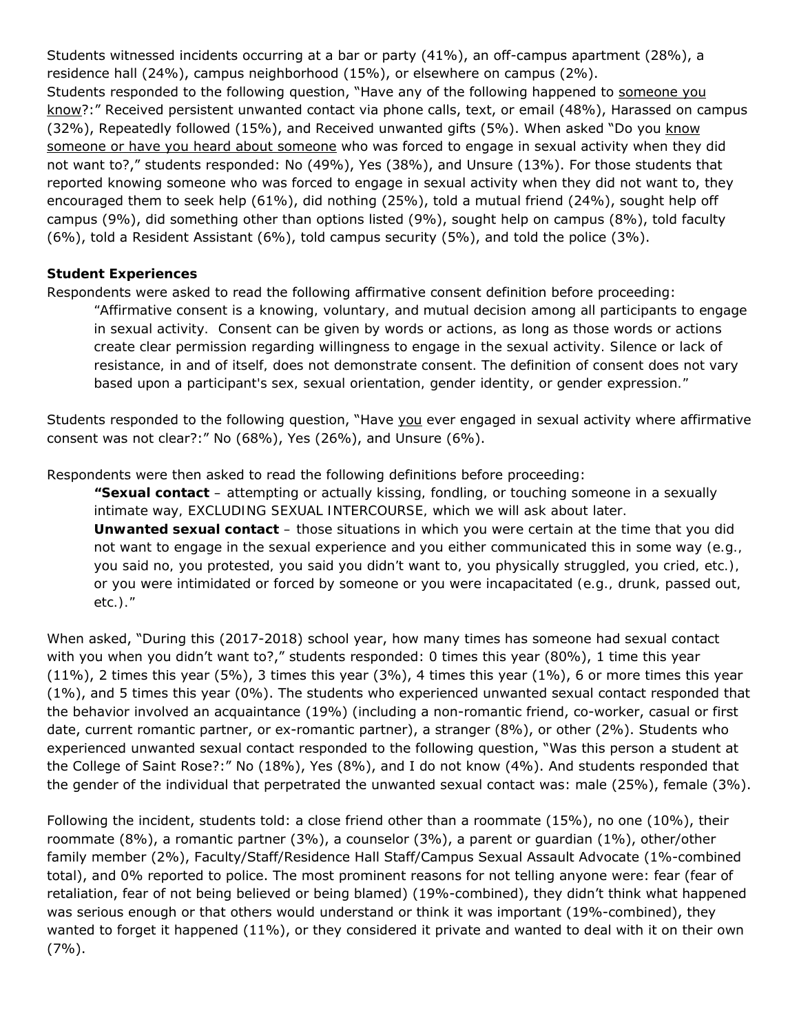Students witnessed incidents occurring at a bar or party (41%), an off-campus apartment (28%), a residence hall (24%), campus neighborhood (15%), or elsewhere on campus (2%).
Students responded to the following question, "Have any of the following happened to <u>someone you know</u>?:" Received persistent unwanted contact via phone calls, text, or email (48%), Harassed on campus (32%), Repeatedly followed (15%), and Received unwanted gifts (5%). When asked "Do you <u>know someone or have you heard about someone</u> who was forced to engage in sexual activity when they did not want to?," students responded: No (49%), Yes (38%), and Unsure (13%). For those students that reported knowing someone who was forced to engage in sexual activity when they did not want to, they encouraged them to seek help (61%), did nothing (25%), told a mutual friend (24%), sought help off campus (9%), did something other than options listed (9%), sought help on campus (8%), told faculty (6%), told a Resident Assistant (6%), told campus security (5%), and told the police (3%).

**Student Experiences**

Respondents were asked to read the following affirmative consent definition before proceeding:

> *"Affirmative consent is a knowing, voluntary, and mutual decision among all participants to engage in sexual activity. Consent can be given by words or actions, as long as those words or actions create clear permission regarding willingness to engage in the sexual activity. Silence or lack of resistance, in and of itself, does not demonstrate consent. The definition of consent does not vary based upon a participant's sex, sexual orientation, gender identity, or gender expression."*

Students responded to the following question, "Have <u>you</u> ever engaged in sexual activity where affirmative consent was not clear?:" No (68%), Yes (26%), and Unsure (6%).

Respondents were then asked to read the following definitions before proceeding:

> ***"Sexual contact** – attempting or actually kissing, fondling, or touching someone in a sexually intimate way, EXCLUDING SEXUAL INTERCOURSE, which we will ask about later.*
> ***Unwanted sexual contact** – those situations in which you were certain at the time that you did not want to engage in the sexual experience and you either communicated this in some way (e.g., you said no, you protested, you said you didn't want to, you physically struggled, you cried, etc.), or you were intimidated or forced by someone or you were incapacitated (e.g., drunk, passed out, etc.)."*

When asked, "During this (2017-2018) school year, how many times has someone had sexual contact with you when you didn't want to?," students responded: 0 times this year (80%), 1 time this year (11%), 2 times this year (5%), 3 times this year (3%), 4 times this year (1%), 6 or more times this year (1%), and 5 times this year (0%). The students who experienced unwanted sexual contact responded that the behavior involved an acquaintance (19%) (including a non-romantic friend, co-worker, casual or first date, current romantic partner, or ex-romantic partner), a stranger (8%), or other (2%). Students who experienced unwanted sexual contact responded to the following question, "Was this person a student at the College of Saint Rose?:" No (18%), Yes (8%), and I do not know (4%). And students responded that the gender of the individual that perpetrated the unwanted sexual contact was: male (25%), female (3%).

Following the incident, students told: a close friend other than a roommate (15%), no one (10%), their roommate (8%), a romantic partner (3%), a counselor (3%), a parent or guardian (1%), other/other family member (2%), Faculty/Staff/Residence Hall Staff/Campus Sexual Assault Advocate (1%-combined total), and 0% reported to police. The most prominent reasons for not telling anyone were: fear (fear of retaliation, fear of not being believed or being blamed) (19%-combined), they didn't think what happened was serious enough or that others would understand or think it was important (19%-combined), they wanted to forget it happened (11%), or they considered it private and wanted to deal with it on their own (7%).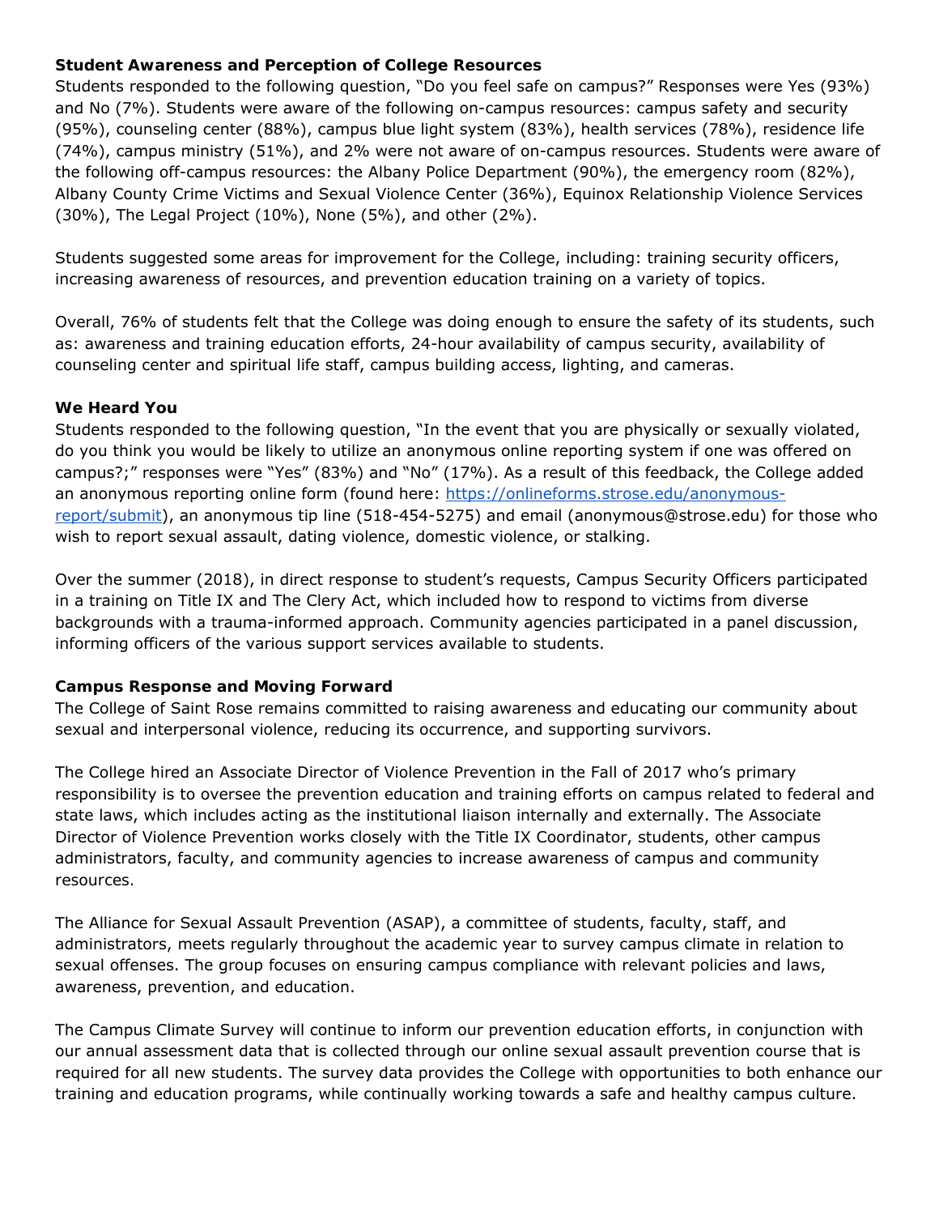**Student Awareness and Perception of College Resources**

Students responded to the following question, "Do you feel safe on campus?" Responses were Yes (93%) and No (7%). Students were aware of the following on-campus resources: campus safety and security (95%), counseling center (88%), campus blue light system (83%), health services (78%), residence life (74%), campus ministry (51%), and 2% were not aware of on-campus resources. Students were aware of the following off-campus resources: the Albany Police Department (90%), the emergency room (82%), Albany County Crime Victims and Sexual Violence Center (36%), Equinox Relationship Violence Services (30%), The Legal Project (10%), None (5%), and other (2%).

Students suggested some areas for improvement for the College, including: training security officers, increasing awareness of resources, and prevention education training on a variety of topics.

Overall, 76% of students felt that the College was doing enough to ensure the safety of its students, such as: awareness and training education efforts, 24-hour availability of campus security, availability of counseling center and spiritual life staff, campus building access, lighting, and cameras.

**We Heard You**

Students responded to the following question, "In the event that you are physically or sexually violated, do you think you would be likely to utilize an anonymous online reporting system if one was offered on campus?;" responses were "Yes" (83%) and "No" (17%). As a result of this feedback, the College added an anonymous reporting online form (found here: [https://onlineforms.strose.edu/anonymous-report/submit](https://onlineforms.strose.edu/anonymous-report/submit)), an anonymous tip line (518-454-5275) and email (anonymous@strose.edu) for those who wish to report sexual assault, dating violence, domestic violence, or stalking.

Over the summer (2018), in direct response to student's requests, Campus Security Officers participated in a training on Title IX and The Clery Act, which included how to respond to victims from diverse backgrounds with a trauma-informed approach. Community agencies participated in a panel discussion, informing officers of the various support services available to students.

**Campus Response and Moving Forward**

The College of Saint Rose remains committed to raising awareness and educating our community about sexual and interpersonal violence, reducing its occurrence, and supporting survivors.

The College hired an Associate Director of Violence Prevention in the Fall of 2017 who's primary responsibility is to oversee the prevention education and training efforts on campus related to federal and state laws, which includes acting as the institutional liaison internally and externally. The Associate Director of Violence Prevention works closely with the Title IX Coordinator, students, other campus administrators, faculty, and community agencies to increase awareness of campus and community resources.

The Alliance for Sexual Assault Prevention (ASAP), a committee of students, faculty, staff, and administrators, meets regularly throughout the academic year to survey campus climate in relation to sexual offenses. The group focuses on ensuring campus compliance with relevant policies and laws, awareness, prevention, and education.

The Campus Climate Survey will continue to inform our prevention education efforts, in conjunction with our annual assessment data that is collected through our online sexual assault prevention course that is required for all new students. The survey data provides the College with opportunities to both enhance our training and education programs, while continually working towards a safe and healthy campus culture.